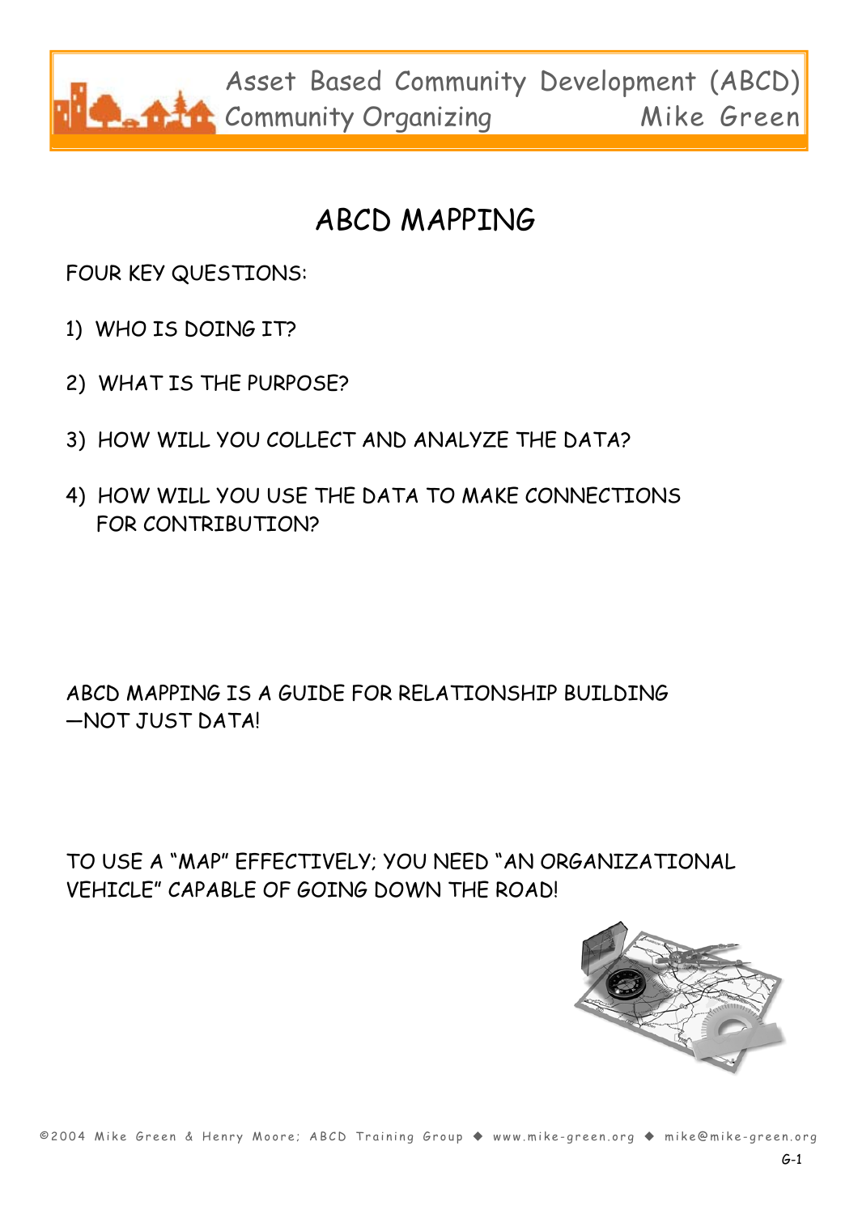# ABCD MAPPING

FOUR KEY QUESTIONS:

1) WHO IS DOING IT?

2) WHAT IS THE PURPOSE?

3) HOW WILL YOU COLLECT AND ANALYZE THE DATA?

4) HOW WILL YOU USE THE DATA TO MAKE CONNECTIONS FOR CONTRIBUTION?

ABCD MAPPING IS A GUIDE FOR RELATIONSHIP BUILDING —NOT JUST DATA!

TO USE A "MAP" EFFECTIVELY; YOU NEED "AN ORGANIZATIONAL VEHICLE" CAPABLE OF GOING DOWN THE ROAD!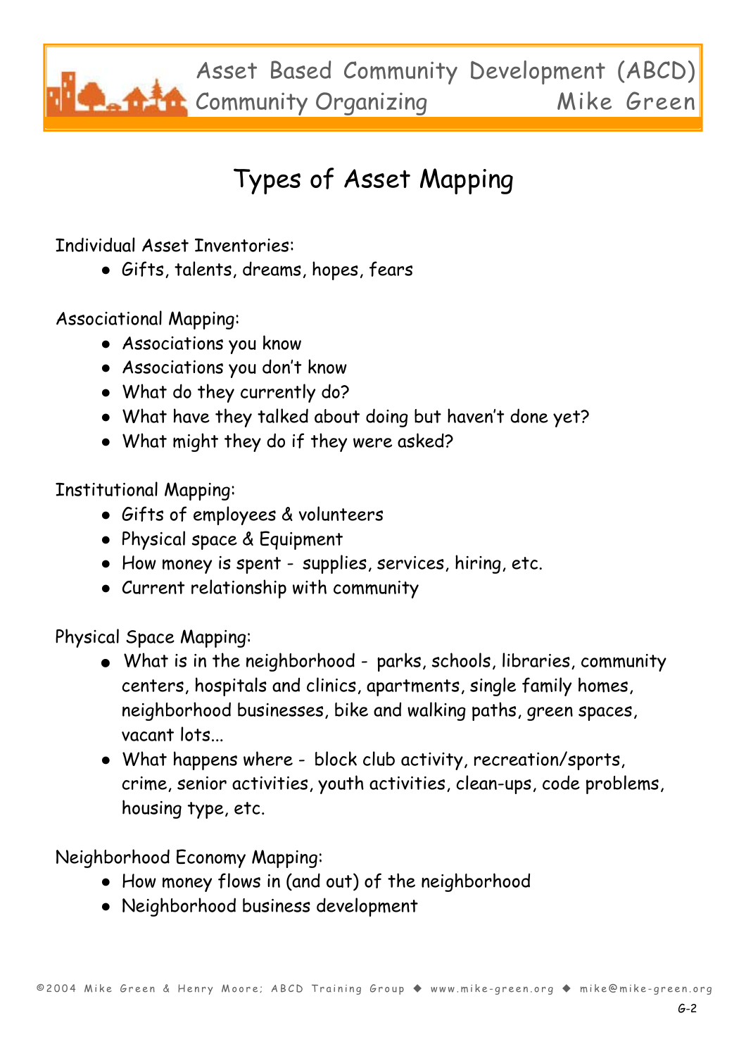# Types of Asset Mapping

Individual Asset Inventories:

- Gifts, talents, dreams, hopes, fears

Associational Mapping:

- Associations you know
- Associations you don't know
- What do they currently do?
- What have they talked about doing but haven't done yet?
- What might they do if they were asked?

Institutional Mapping:

- Gifts of employees & volunteers
- Physical space & Equipment
- How money is spent - supplies, services, hiring, etc.
- Current relationship with community

Physical Space Mapping:

- What is in the neighborhood - parks, schools, libraries, community centers, hospitals and clinics, apartments, single family homes, neighborhood businesses, bike and walking paths, green spaces, vacant lots...
- What happens where - block club activity, recreation/sports, crime, senior activities, youth activities, clean-ups, code problems, housing type, etc.

Neighborhood Economy Mapping:

- How money flows in (and out) of the neighborhood
- Neighborhood business development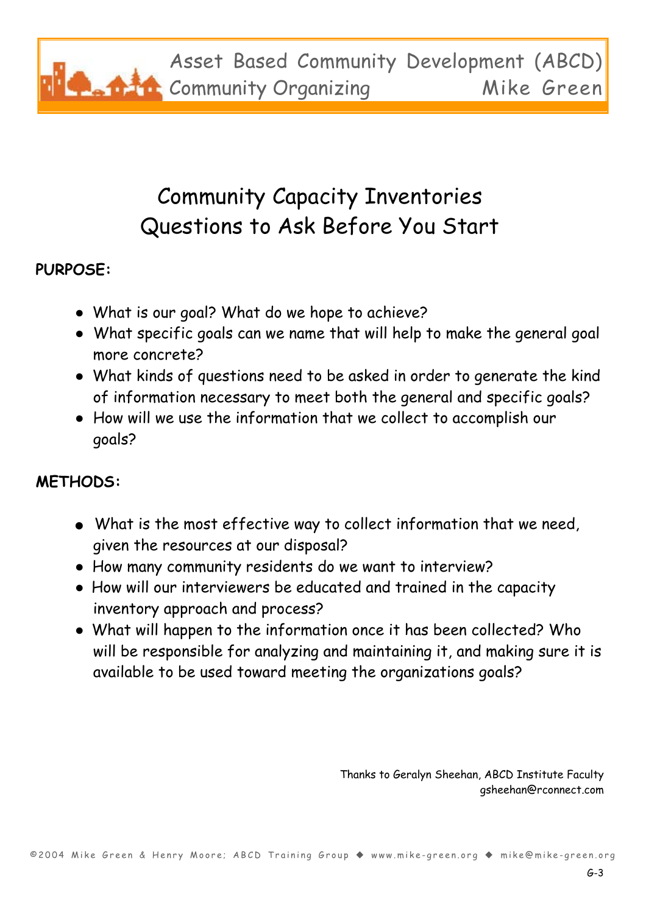# Community Capacity Inventories Questions to Ask Before You Start

**PURPOSE:**

- What is our goal? What do we hope to achieve?
- What specific goals can we name that will help to make the general goal more concrete?
- What kinds of questions need to be asked in order to generate the kind of information necessary to meet both the general and specific goals?
- How will we use the information that we collect to accomplish our goals?

**METHODS:**

- What is the most effective way to collect information that we need, given the resources at our disposal?
- How many community residents do we want to interview?
- How will our interviewers be educated and trained in the capacity inventory approach and process?
- What will happen to the information once it has been collected? Who will be responsible for analyzing and maintaining it, and making sure it is available to be used toward meeting the organizations goals?

Thanks to Geralyn Sheehan, ABCD Institute Faculty
gsheehan@rconnect.com